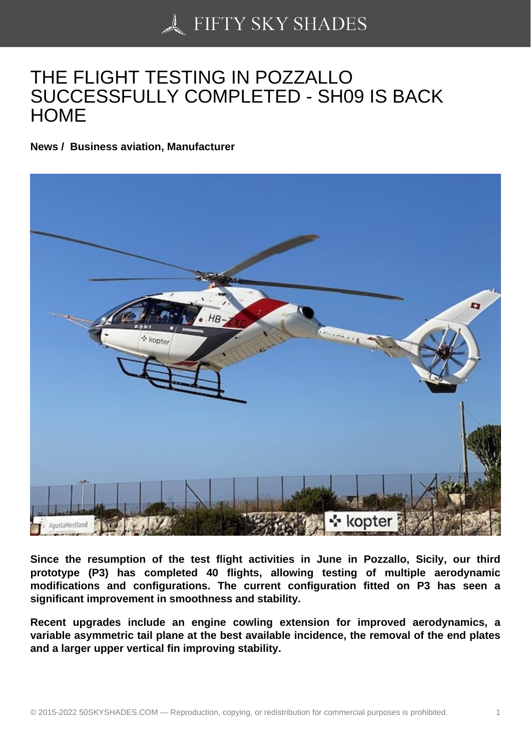# THE FLIGHT TESTING IN POZZALLO SUCCESSFULLY COMPLETED - SH09 IS BACK HOME

**News / Business aviation, Manufacturer**

**Since the resumption of the test flight activities in June in Pozzallo, Sicily, our third prototype (P3) has completed 40 flights, allowing testing of multiple aerodynamic modifications and configurations. The current configuration fitted on P3 has seen a significant improvement in smoothness and stability.**

**Recent upgrades include an engine cowling extension for improved aerodynamics, a variable asymmetric tail plane at the best available incidence, the removal of the end plates and a larger upper vertical fin improving stability.**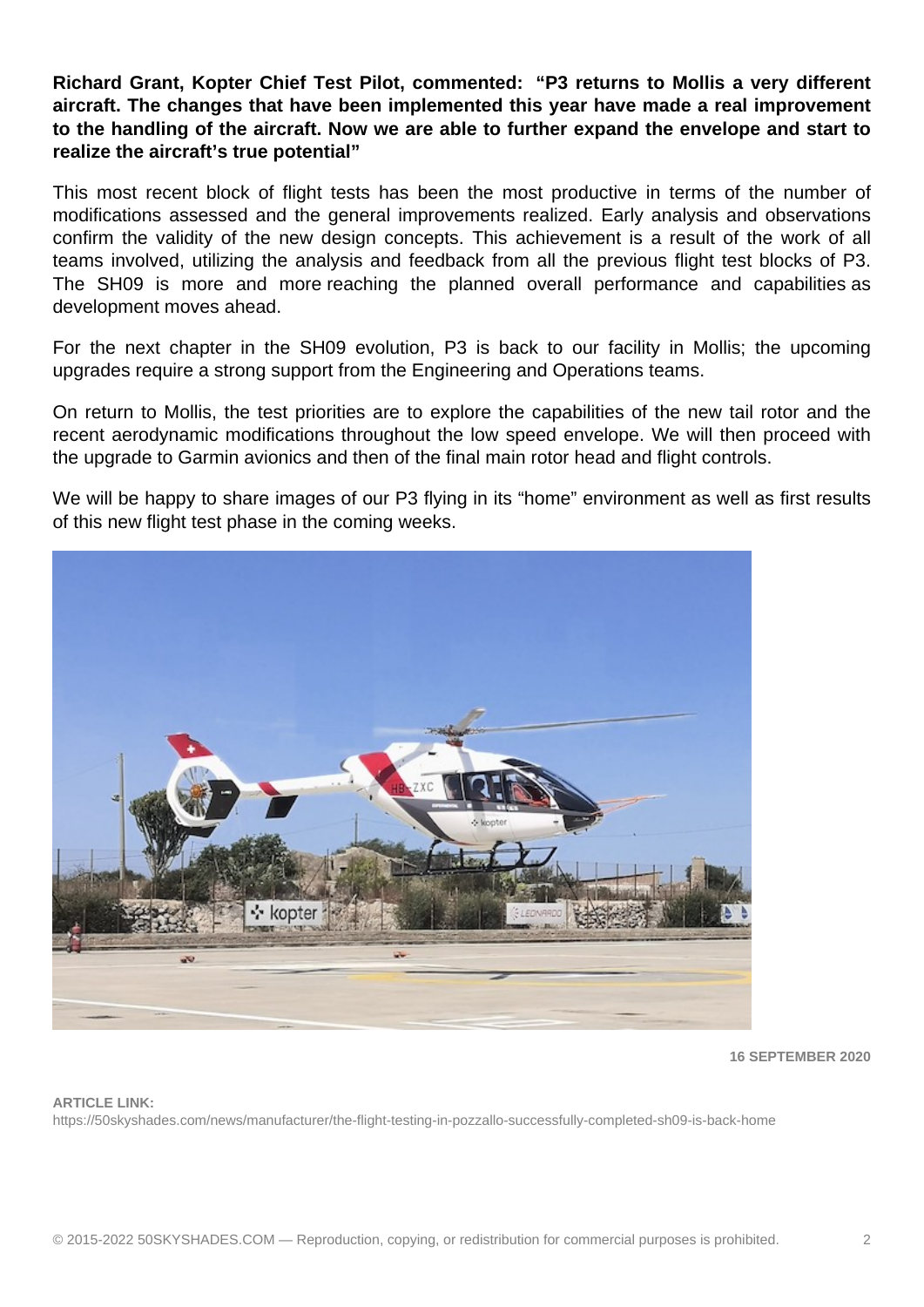**Richard Grant, Kopter Chief Test Pilot, commented: "P3 returns to Mollis a very different aircraft. The changes that have been implemented this year have made a real improvement to the handling of the aircraft. Now we are able to further expand the envelope and start to realize the aircraft's true potential"**

This most recent block of flight tests has been the most productive in terms of the number of modifications assessed and the general improvements realized. Early analysis and observations confirm the validity of the new design concepts. This achievement is a result of the work of all teams involved, utilizing the analysis and feedback from all the previous flight test blocks of P3. The SH09 is more and more reaching the planned overall performance and capabilities as development moves ahead.

For the next chapter in the SH09 evolution, P3 is back to our facility in Mollis; the upcoming upgrades require a strong support from the Engineering and Operations teams.

On return to Mollis, the test priorities are to explore the capabilities of the new tail rotor and the recent aerodynamic modifications throughout the low speed envelope. We will then proceed with the upgrade to Garmin avionics and then of the final main rotor head and flight controls.

We will be happy to share images of our P3 flying in its "home" environment as well as first results of this new flight test phase in the coming weeks.

**16 SEPTEMBER 2020**

**ARTICLE LINK:**
https://50skyshades.com/news/manufacturer/the-flight-testing-in-pozzallo-successfully-completed-sh09-is-back-home

© 2015-2022 50SKYSHADES.COM — Reproduction, copying, or redistribution for commercial purposes is prohibited.